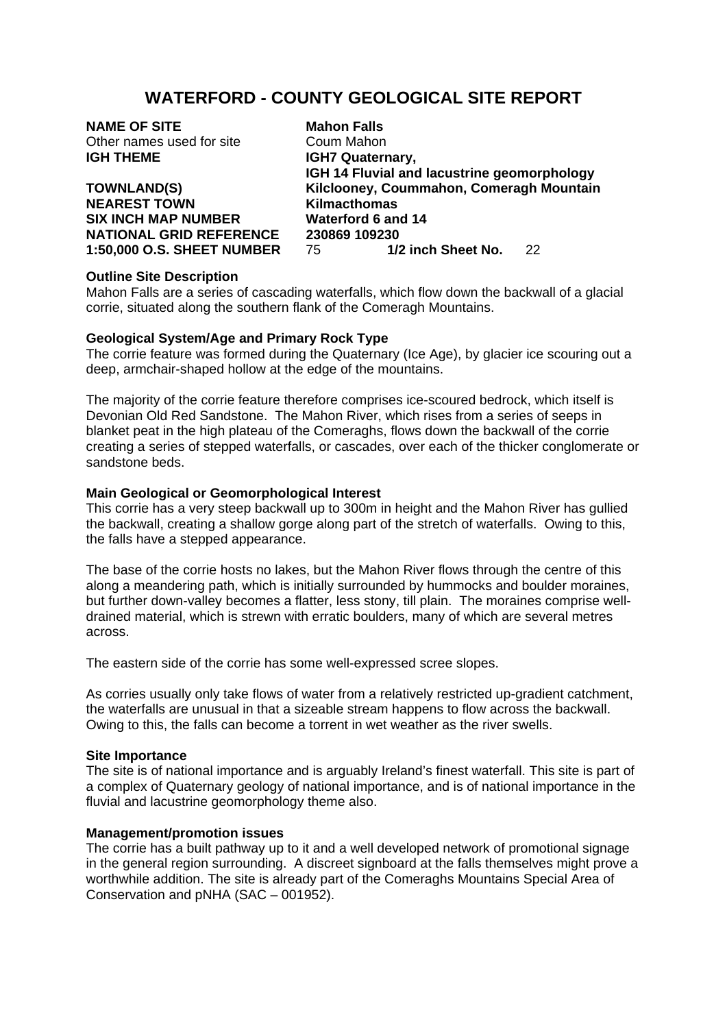# WATERFORD - COUNTY GEOLOGICAL SITE REPORT

**NAME OF SITE** **Mahon Falls**
Other names used for site Coum Mahon
**IGH THEME** **IGH7 Quaternary, IGH 14 Fluvial and lacustrine geomorphology**
**TOWNLAND(S)** **Kilclooney, Coummahon, Comeragh Mountain**
**NEAREST TOWN** **Kilmacthomas**
**SIX INCH MAP NUMBER** **Waterford 6 and 14**
**NATIONAL GRID REFERENCE** **230869 109230**
**1:50,000 O.S. SHEET NUMBER** 75 **1/2 inch Sheet No.** 22

### Outline Site Description

Mahon Falls are a series of cascading waterfalls, which flow down the backwall of a glacial corrie, situated along the southern flank of the Comeragh Mountains.

### Geological System/Age and Primary Rock Type

The corrie feature was formed during the Quaternary (Ice Age), by glacier ice scouring out a deep, armchair-shaped hollow at the edge of the mountains.

The majority of the corrie feature therefore comprises ice-scoured bedrock, which itself is Devonian Old Red Sandstone. The Mahon River, which rises from a series of seeps in blanket peat in the high plateau of the Comeraghs, flows down the backwall of the corrie creating a series of stepped waterfalls, or cascades, over each of the thicker conglomerate or sandstone beds.

### Main Geological or Geomorphological Interest

This corrie has a very steep backwall up to 300m in height and the Mahon River has gullied the backwall, creating a shallow gorge along part of the stretch of waterfalls. Owing to this, the falls have a stepped appearance.

The base of the corrie hosts no lakes, but the Mahon River flows through the centre of this along a meandering path, which is initially surrounded by hummocks and boulder moraines, but further down-valley becomes a flatter, less stony, till plain. The moraines comprise well-drained material, which is strewn with erratic boulders, many of which are several metres across.

The eastern side of the corrie has some well-expressed scree slopes.

As corries usually only take flows of water from a relatively restricted up-gradient catchment, the waterfalls are unusual in that a sizeable stream happens to flow across the backwall. Owing to this, the falls can become a torrent in wet weather as the river swells.

### Site Importance

The site is of national importance and is arguably Ireland's finest waterfall. This site is part of a complex of Quaternary geology of national importance, and is of national importance in the fluvial and lacustrine geomorphology theme also.

### Management/promotion issues

The corrie has a built pathway up to it and a well developed network of promotional signage in the general region surrounding. A discreet signboard at the falls themselves might prove a worthwhile addition. The site is already part of the Comeraghs Mountains Special Area of Conservation and pNHA (SAC – 001952).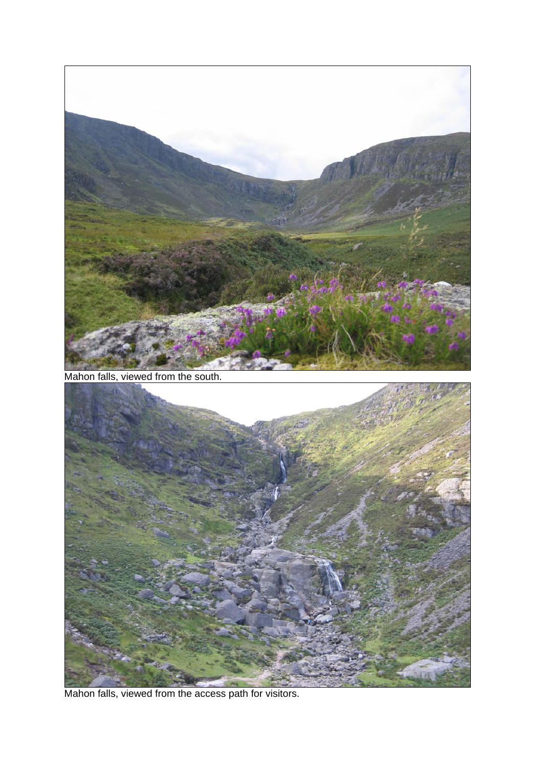Mahon falls, viewed from the south.

Mahon falls, viewed from the access path for visitors.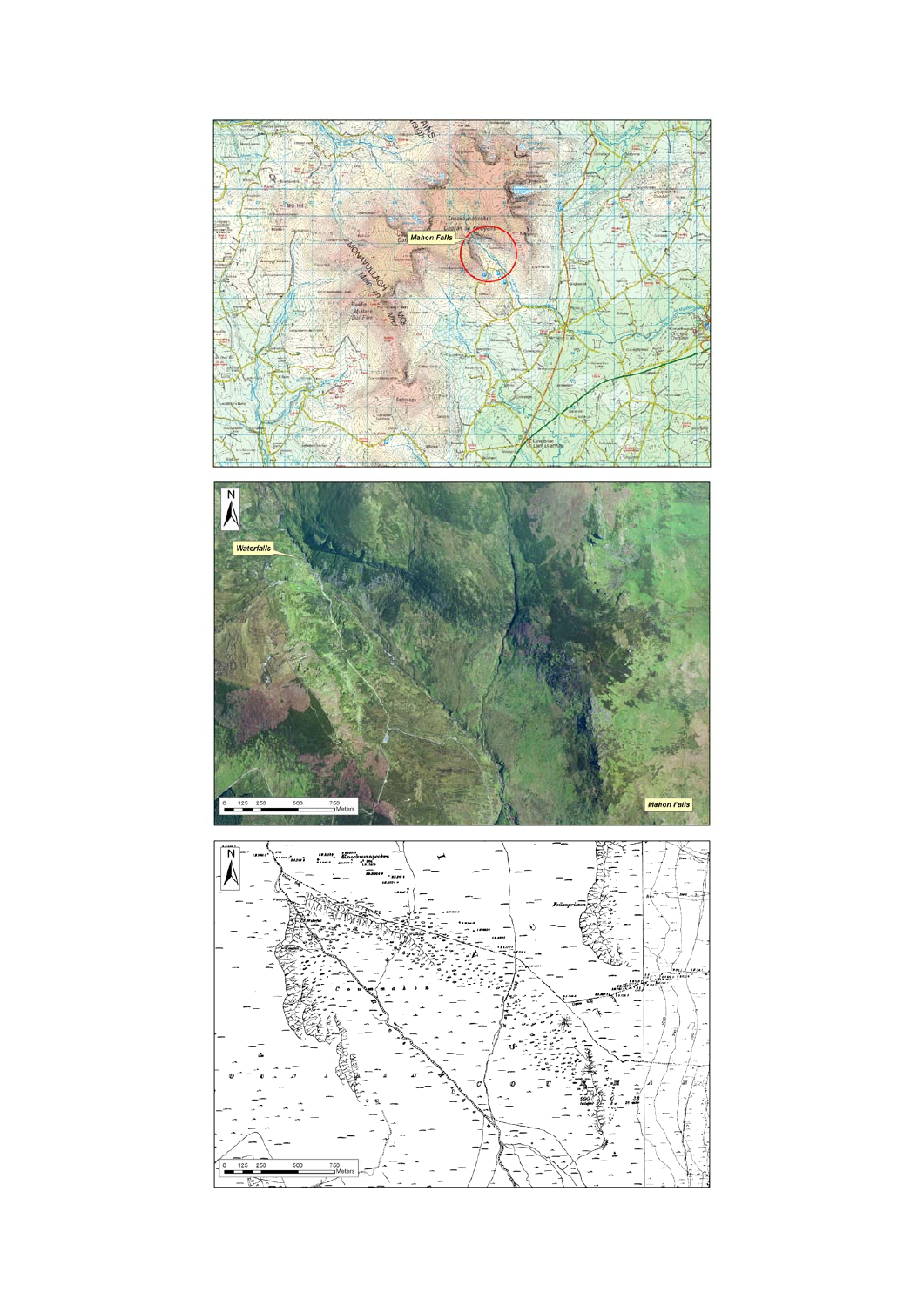Mahon Falls

N

Waterfalls

0 125 250 500 750
Meters

Mahon Falls

N

0 125 250 500 750
Meters